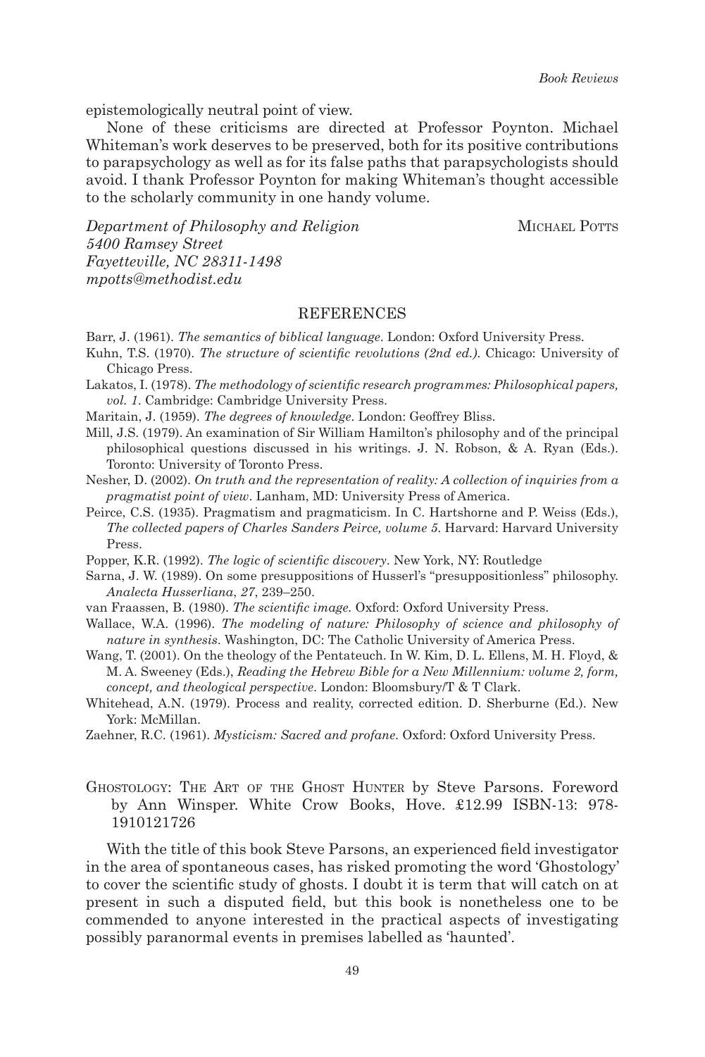epistemologically neutral point of view.

None of these criticisms are directed at Professor Poynton. Michael Whiteman's work deserves to be preserved, both for its positive contributions to parapsychology as well as for its false paths that parapsychologists should avoid. I thank Professor Poynton for making Whiteman's thought accessible to the scholarly community in one handy volume.

*Department of Philosophy and Religion*
*5400 Ramsey Street*
*Fayetteville, NC 28311-1498*
*mpotts@methodist.edu*

MICHAEL POTTS

## REFERENCES

Barr, J. (1961). *The semantics of biblical language*. London: Oxford University Press.

Kuhn, T.S. (1970). *The structure of scientific revolutions (2nd ed.).* Chicago: University of Chicago Press.

Lakatos, I. (1978). *The methodology of scientific research programmes: Philosophical papers, vol. 1*. Cambridge: Cambridge University Press.

Maritain, J. (1959). *The degrees of knowledge*. London: Geoffrey Bliss.

Mill, J.S. (1979). An examination of Sir William Hamilton's philosophy and of the principal philosophical questions discussed in his writings. J. N. Robson, & A. Ryan (Eds.). Toronto: University of Toronto Press.

Nesher, D. (2002). *On truth and the representation of reality: A collection of inquiries from a pragmatist point of view*. Lanham, MD: University Press of America.

Peirce, C.S. (1935). Pragmatism and pragmaticism. In C. Hartshorne and P. Weiss (Eds.), *The collected papers of Charles Sanders Peirce, volume 5.* Harvard: Harvard University Press.

Popper, K.R. (1992). *The logic of scientific discovery*. New York, NY: Routledge

Sarna, J. W. (1989). On some presuppositions of Husserl's "presuppositionless" philosophy. *Analecta Husserliana*, *27*, 239–250.

van Fraassen, B. (1980). *The scientific image.* Oxford: Oxford University Press.

Wallace, W.A. (1996). *The modeling of nature: Philosophy of science and philosophy of nature in synthesis*. Washington, DC: The Catholic University of America Press.

Wang, T. (2001). On the theology of the Pentateuch. In W. Kim, D. L. Ellens, M. H. Floyd, & M. A. Sweeney (Eds.), *Reading the Hebrew Bible for a New Millennium: volume 2, form, concept, and theological perspective*. London: Bloomsbury/T & T Clark.

Whitehead, A.N. (1979). Process and reality, corrected edition. D. Sherburne (Ed.). New York: McMillan.

Zaehner, R.C. (1961). *Mysticism: Sacred and profane.* Oxford: Oxford University Press.

GHOSTOLOGY: THE ART OF THE GHOST HUNTER by Steve Parsons. Foreword by Ann Winsper. White Crow Books, Hove. £12.99 ISBN-13: 978-1910121726

With the title of this book Steve Parsons, an experienced field investigator in the area of spontaneous cases, has risked promoting the word 'Ghostology' to cover the scientific study of ghosts. I doubt it is term that will catch on at present in such a disputed field, but this book is nonetheless one to be commended to anyone interested in the practical aspects of investigating possibly paranormal events in premises labelled as 'haunted'.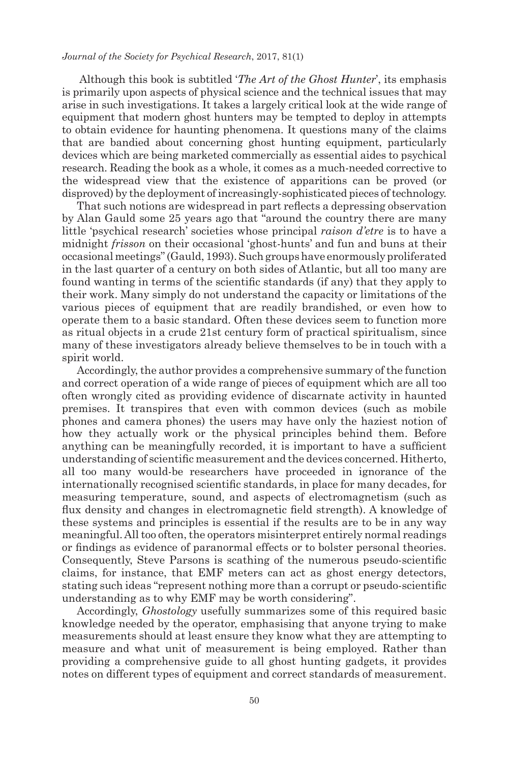Although this book is subtitled '*The Art of the Ghost Hunter*', its emphasis is primarily upon aspects of physical science and the technical issues that may arise in such investigations. It takes a largely critical look at the wide range of equipment that modern ghost hunters may be tempted to deploy in attempts to obtain evidence for haunting phenomena. It questions many of the claims that are bandied about concerning ghost hunting equipment, particularly devices which are being marketed commercially as essential aides to psychical research. Reading the book as a whole, it comes as a much-needed corrective to the widespread view that the existence of apparitions can be proved (or disproved) by the deployment of increasingly-sophisticated pieces of technology.

That such notions are widespread in part reflects a depressing observation by Alan Gauld some 25 years ago that "around the country there are many little 'psychical research' societies whose principal *raison d'etre* is to have a midnight *frisson* on their occasional 'ghost-hunts' and fun and buns at their occasional meetings" (Gauld, 1993). Such groups have enormously proliferated in the last quarter of a century on both sides of Atlantic, but all too many are found wanting in terms of the scientific standards (if any) that they apply to their work. Many simply do not understand the capacity or limitations of the various pieces of equipment that are readily brandished, or even how to operate them to a basic standard. Often these devices seem to function more as ritual objects in a crude 21st century form of practical spiritualism, since many of these investigators already believe themselves to be in touch with a spirit world.

Accordingly, the author provides a comprehensive summary of the function and correct operation of a wide range of pieces of equipment which are all too often wrongly cited as providing evidence of discarnate activity in haunted premises. It transpires that even with common devices (such as mobile phones and camera phones) the users may have only the haziest notion of how they actually work or the physical principles behind them. Before anything can be meaningfully recorded, it is important to have a sufficient understanding of scientific measurement and the devices concerned. Hitherto, all too many would-be researchers have proceeded in ignorance of the internationally recognised scientific standards, in place for many decades, for measuring temperature, sound, and aspects of electromagnetism (such as flux density and changes in electromagnetic field strength). A knowledge of these systems and principles is essential if the results are to be in any way meaningful. All too often, the operators misinterpret entirely normal readings or findings as evidence of paranormal effects or to bolster personal theories. Consequently, Steve Parsons is scathing of the numerous pseudo-scientific claims, for instance, that EMF meters can act as ghost energy detectors, stating such ideas "represent nothing more than a corrupt or pseudo-scientific understanding as to why EMF may be worth considering".

Accordingly, *Ghostology* usefully summarizes some of this required basic knowledge needed by the operator, emphasising that anyone trying to make measurements should at least ensure they know what they are attempting to measure and what unit of measurement is being employed. Rather than providing a comprehensive guide to all ghost hunting gadgets, it provides notes on different types of equipment and correct standards of measurement.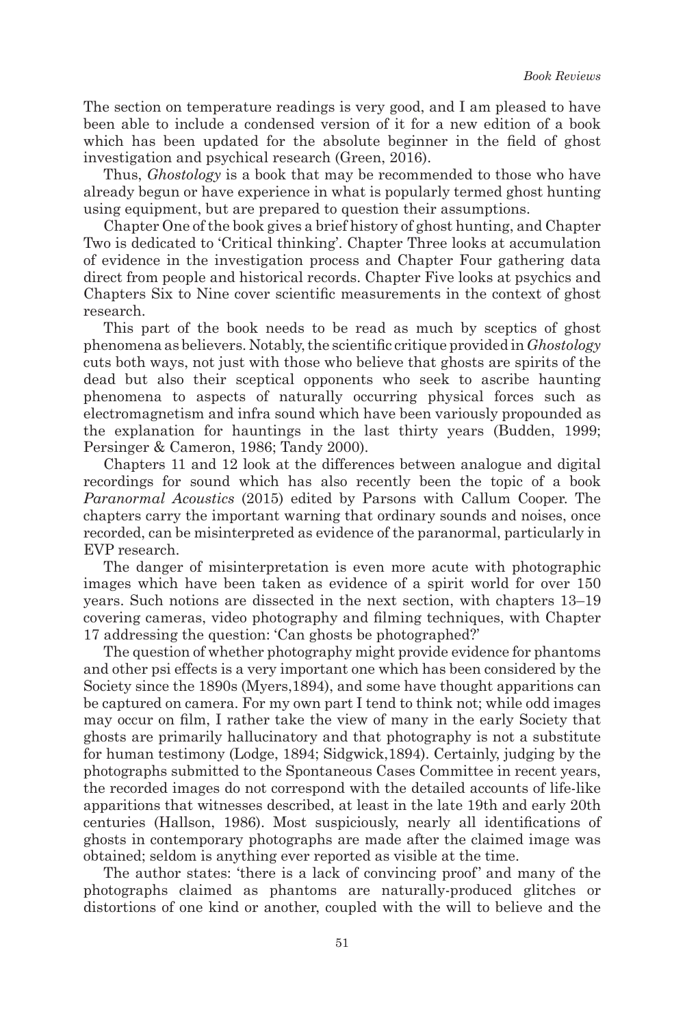The section on temperature readings is very good, and I am pleased to have been able to include a condensed version of it for a new edition of a book which has been updated for the absolute beginner in the field of ghost investigation and psychical research (Green, 2016).

Thus, *Ghostology* is a book that may be recommended to those who have already begun or have experience in what is popularly termed ghost hunting using equipment, but are prepared to question their assumptions.

Chapter One of the book gives a brief history of ghost hunting, and Chapter Two is dedicated to 'Critical thinking'. Chapter Three looks at accumulation of evidence in the investigation process and Chapter Four gathering data direct from people and historical records. Chapter Five looks at psychics and Chapters Six to Nine cover scientific measurements in the context of ghost research.

This part of the book needs to be read as much by sceptics of ghost phenomena as believers. Notably, the scientific critique provided in *Ghostology* cuts both ways, not just with those who believe that ghosts are spirits of the dead but also their sceptical opponents who seek to ascribe haunting phenomena to aspects of naturally occurring physical forces such as electromagnetism and infra sound which have been variously propounded as the explanation for hauntings in the last thirty years (Budden, 1999; Persinger & Cameron, 1986; Tandy 2000).

Chapters 11 and 12 look at the differences between analogue and digital recordings for sound which has also recently been the topic of a book *Paranormal Acoustics* (2015) edited by Parsons with Callum Cooper. The chapters carry the important warning that ordinary sounds and noises, once recorded, can be misinterpreted as evidence of the paranormal, particularly in EVP research.

The danger of misinterpretation is even more acute with photographic images which have been taken as evidence of a spirit world for over 150 years. Such notions are dissected in the next section, with chapters 13–19 covering cameras, video photography and filming techniques, with Chapter 17 addressing the question: 'Can ghosts be photographed?'

The question of whether photography might provide evidence for phantoms and other psi effects is a very important one which has been considered by the Society since the 1890s (Myers,1894), and some have thought apparitions can be captured on camera. For my own part I tend to think not; while odd images may occur on film, I rather take the view of many in the early Society that ghosts are primarily hallucinatory and that photography is not a substitute for human testimony (Lodge, 1894; Sidgwick,1894). Certainly, judging by the photographs submitted to the Spontaneous Cases Committee in recent years, the recorded images do not correspond with the detailed accounts of life-like apparitions that witnesses described, at least in the late 19th and early 20th centuries (Hallson, 1986). Most suspiciously, nearly all identifications of ghosts in contemporary photographs are made after the claimed image was obtained; seldom is anything ever reported as visible at the time.

The author states: 'there is a lack of convincing proof' and many of the photographs claimed as phantoms are naturally-produced glitches or distortions of one kind or another, coupled with the will to believe and the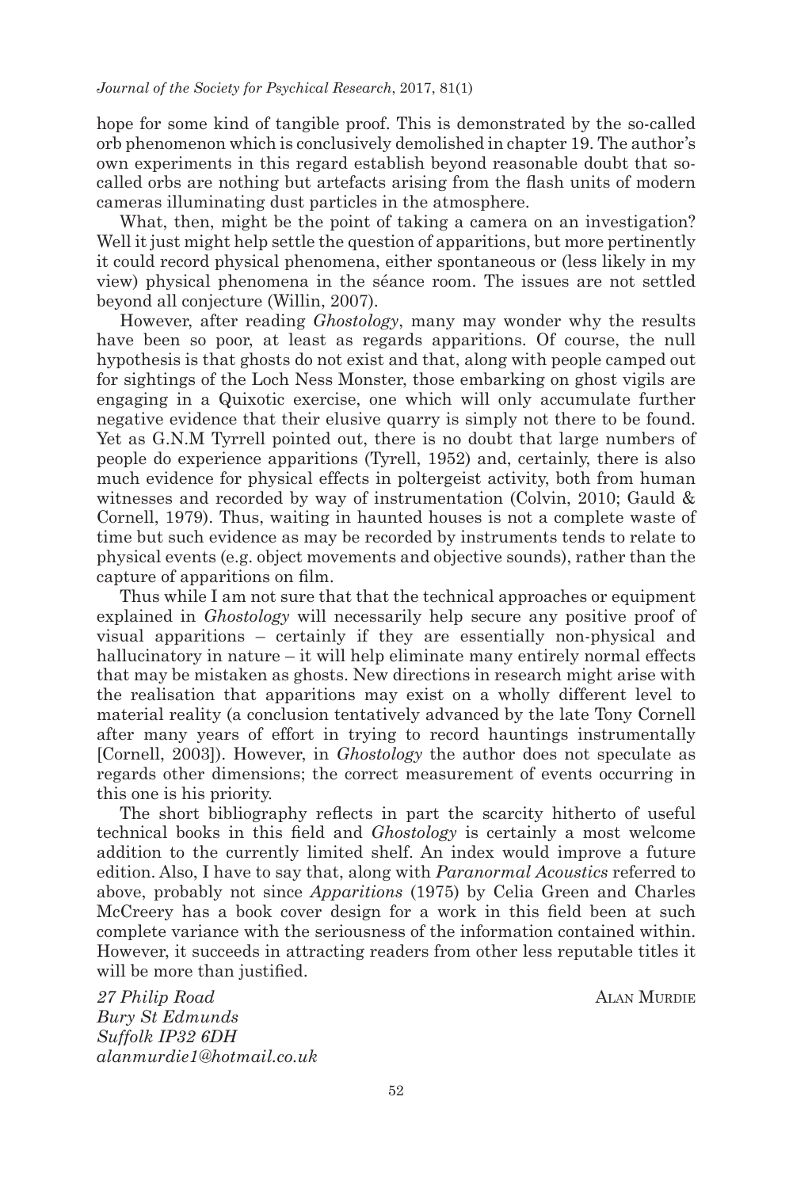hope for some kind of tangible proof. This is demonstrated by the so-called orb phenomenon which is conclusively demolished in chapter 19. The author's own experiments in this regard establish beyond reasonable doubt that so-called orbs are nothing but artefacts arising from the flash units of modern cameras illuminating dust particles in the atmosphere.

What, then, might be the point of taking a camera on an investigation? Well it just might help settle the question of apparitions, but more pertinently it could record physical phenomena, either spontaneous or (less likely in my view) physical phenomena in the séance room. The issues are not settled beyond all conjecture (Willin, 2007).

However, after reading *Ghostology*, many may wonder why the results have been so poor, at least as regards apparitions. Of course, the null hypothesis is that ghosts do not exist and that, along with people camped out for sightings of the Loch Ness Monster, those embarking on ghost vigils are engaging in a Quixotic exercise, one which will only accumulate further negative evidence that their elusive quarry is simply not there to be found. Yet as G.N.M Tyrrell pointed out, there is no doubt that large numbers of people do experience apparitions (Tyrell, 1952) and, certainly, there is also much evidence for physical effects in poltergeist activity, both from human witnesses and recorded by way of instrumentation (Colvin, 2010; Gauld & Cornell, 1979). Thus, waiting in haunted houses is not a complete waste of time but such evidence as may be recorded by instruments tends to relate to physical events (e.g. object movements and objective sounds), rather than the capture of apparitions on film.

Thus while I am not sure that that the technical approaches or equipment explained in *Ghostology* will necessarily help secure any positive proof of visual apparitions – certainly if they are essentially non-physical and hallucinatory in nature – it will help eliminate many entirely normal effects that may be mistaken as ghosts. New directions in research might arise with the realisation that apparitions may exist on a wholly different level to material reality (a conclusion tentatively advanced by the late Tony Cornell after many years of effort in trying to record hauntings instrumentally [Cornell, 2003]). However, in *Ghostology* the author does not speculate as regards other dimensions; the correct measurement of events occurring in this one is his priority.

The short bibliography reflects in part the scarcity hitherto of useful technical books in this field and *Ghostology* is certainly a most welcome addition to the currently limited shelf. An index would improve a future edition. Also, I have to say that, along with *Paranormal Acoustics* referred to above, probably not since *Apparitions* (1975) by Celia Green and Charles McCreery has a book cover design for a work in this field been at such complete variance with the seriousness of the information contained within. However, it succeeds in attracting readers from other less reputable titles it will be more than justified.

*27 Philip Road*
*Bury St Edmunds*
*Suffolk IP32 6DH*
*alanmurdie1@hotmail.co.uk*

Alan Murdie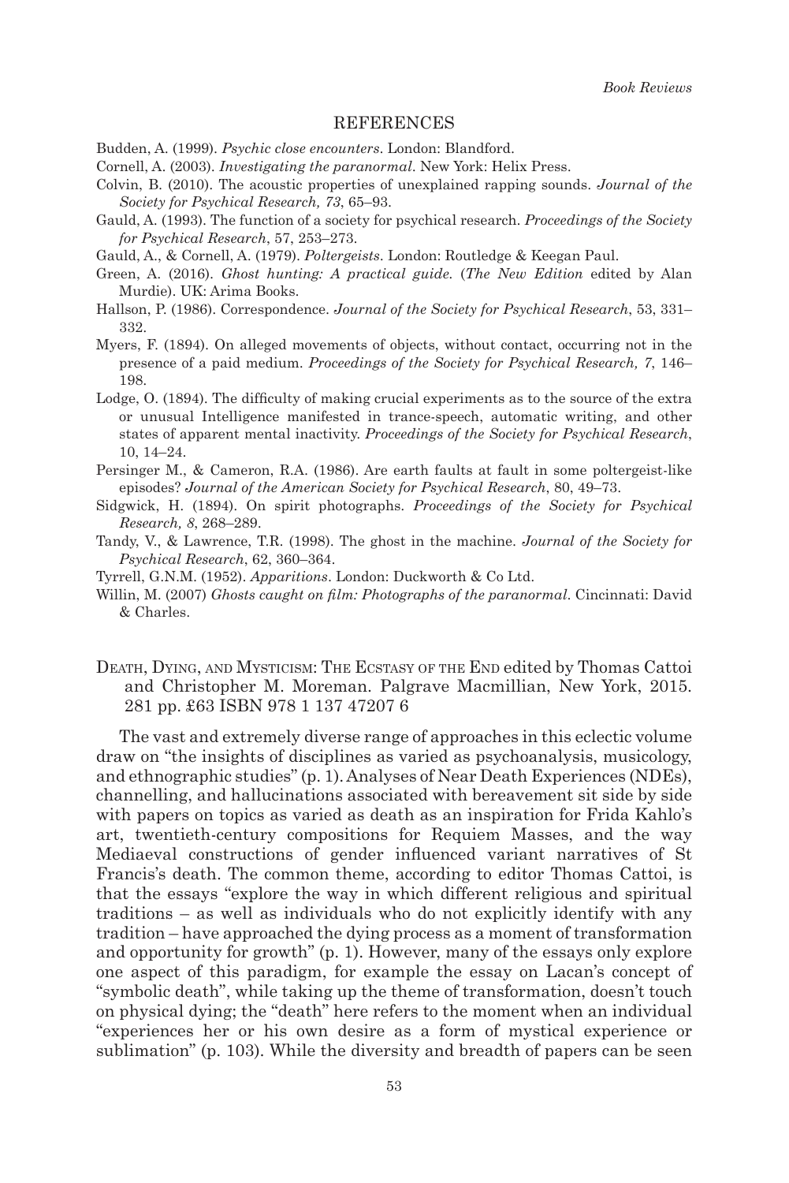## REFERENCES

Budden, A. (1999). *Psychic close encounters*. London: Blandford.

Cornell, A. (2003). *Investigating the paranormal*. New York: Helix Press.

Colvin, B. (2010). The acoustic properties of unexplained rapping sounds. *Journal of the Society for Psychical Research, 73*, 65–93.

Gauld, A. (1993). The function of a society for psychical research. *Proceedings of the Society for Psychical Research*, 57, 253–273.

Gauld, A., & Cornell, A. (1979). *Poltergeists*. London: Routledge & Keegan Paul.

Green, A. (2016). *Ghost hunting: A practical guide.* (*The New Edition* edited by Alan Murdie). UK: Arima Books.

Hallson, P. (1986). Correspondence. *Journal of the Society for Psychical Research*, 53, 331–332.

Myers, F. (1894). On alleged movements of objects, without contact, occurring not in the presence of a paid medium. *Proceedings of the Society for Psychical Research, 7*, 146–198.

Lodge, O. (1894). The difficulty of making crucial experiments as to the source of the extra or unusual Intelligence manifested in trance-speech, automatic writing, and other states of apparent mental inactivity. *Proceedings of the Society for Psychical Research*, 10, 14–24.

Persinger M., & Cameron, R.A. (1986). Are earth faults at fault in some poltergeist-like episodes? *Journal of the American Society for Psychical Research*, 80, 49–73.

Sidgwick, H. (1894). On spirit photographs. *Proceedings of the Society for Psychical Research, 8*, 268–289.

Tandy, V., & Lawrence, T.R. (1998). The ghost in the machine. *Journal of the Society for Psychical Research*, 62, 360–364.

Tyrrell, G.N.M. (1952). *Apparitions*. London: Duckworth & Co Ltd.

Willin, M. (2007) *Ghosts caught on film: Photographs of the paranormal*. Cincinnati: David & Charles.

Death, Dying, and Mysticism: The Ecstasy of the End edited by Thomas Cattoi and Christopher M. Moreman. Palgrave Macmillian, New York, 2015. 281 pp. £63 ISBN 978 1 137 47207 6

The vast and extremely diverse range of approaches in this eclectic volume draw on "the insights of disciplines as varied as psychoanalysis, musicology, and ethnographic studies" (p. 1). Analyses of Near Death Experiences (NDEs), channelling, and hallucinations associated with bereavement sit side by side with papers on topics as varied as death as an inspiration for Frida Kahlo's art, twentieth-century compositions for Requiem Masses, and the way Mediaeval constructions of gender influenced variant narratives of St Francis's death. The common theme, according to editor Thomas Cattoi, is that the essays "explore the way in which different religious and spiritual traditions – as well as individuals who do not explicitly identify with any tradition – have approached the dying process as a moment of transformation and opportunity for growth" (p. 1). However, many of the essays only explore one aspect of this paradigm, for example the essay on Lacan's concept of "symbolic death", while taking up the theme of transformation, doesn't touch on physical dying; the "death" here refers to the moment when an individual "experiences her or his own desire as a form of mystical experience or sublimation" (p. 103). While the diversity and breadth of papers can be seen